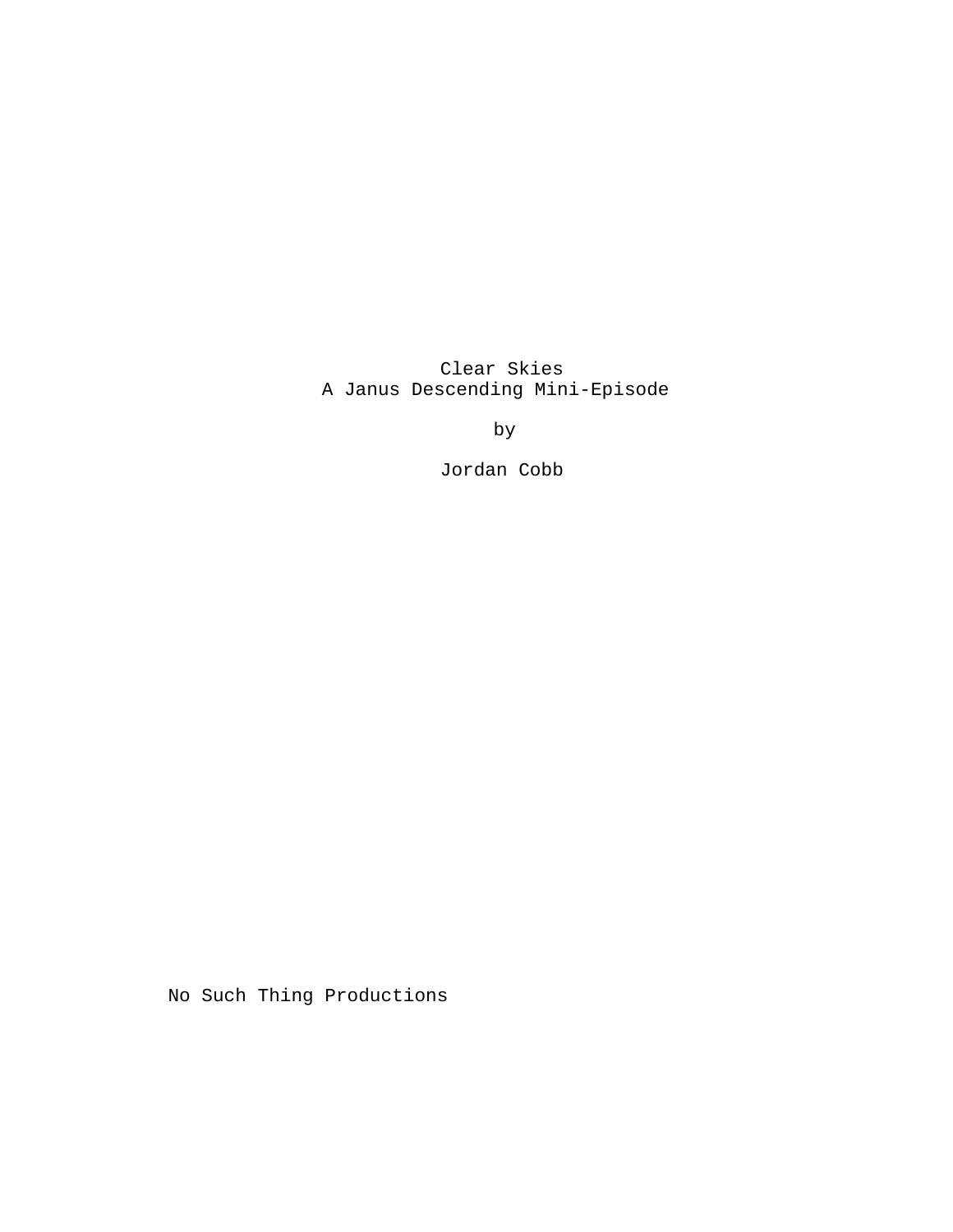# Clear Skies

## A Janus Descending Mini-Episode

by

Jordan Cobb

No Such Thing Productions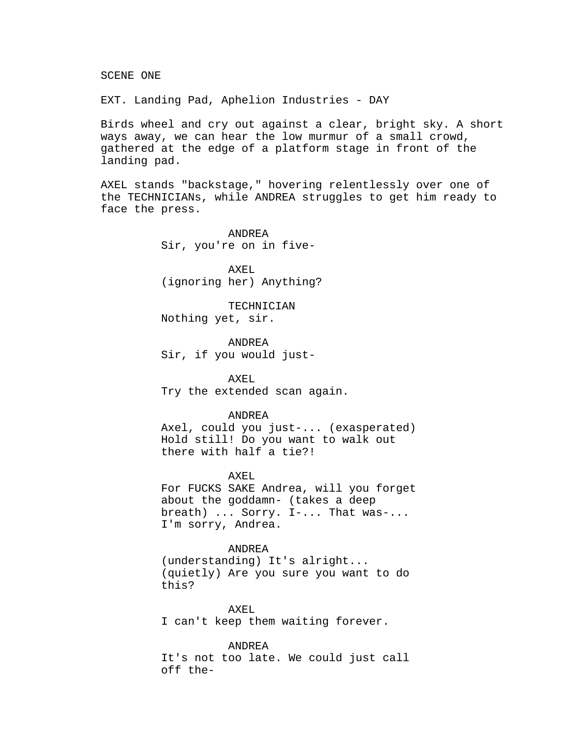SCENE ONE

EXT. Landing Pad, Aphelion Industries - DAY

Birds wheel and cry out against a clear, bright sky. A short ways away, we can hear the low murmur of a small crowd, gathered at the edge of a platform stage in front of the landing pad.

AXEL stands "backstage," hovering relentlessly over one of the TECHNICIANs, while ANDREA struggles to get him ready to face the press.

ANDREA
Sir, you're on in five-

AXEL
(ignoring her) Anything?

TECHNICIAN
Nothing yet, sir.

ANDREA
Sir, if you would just-

AXEL
Try the extended scan again.

ANDREA
Axel, could you just-... (exasperated) Hold still! Do you want to walk out there with half a tie?!

AXEL
For FUCKS SAKE Andrea, will you forget about the goddamn- (takes a deep breath) ... Sorry. I-... That was-... I'm sorry, Andrea.

ANDREA
(understanding) It's alright... (quietly) Are you sure you want to do this?

AXEL
I can't keep them waiting forever.

ANDREA
It's not too late. We could just call off the-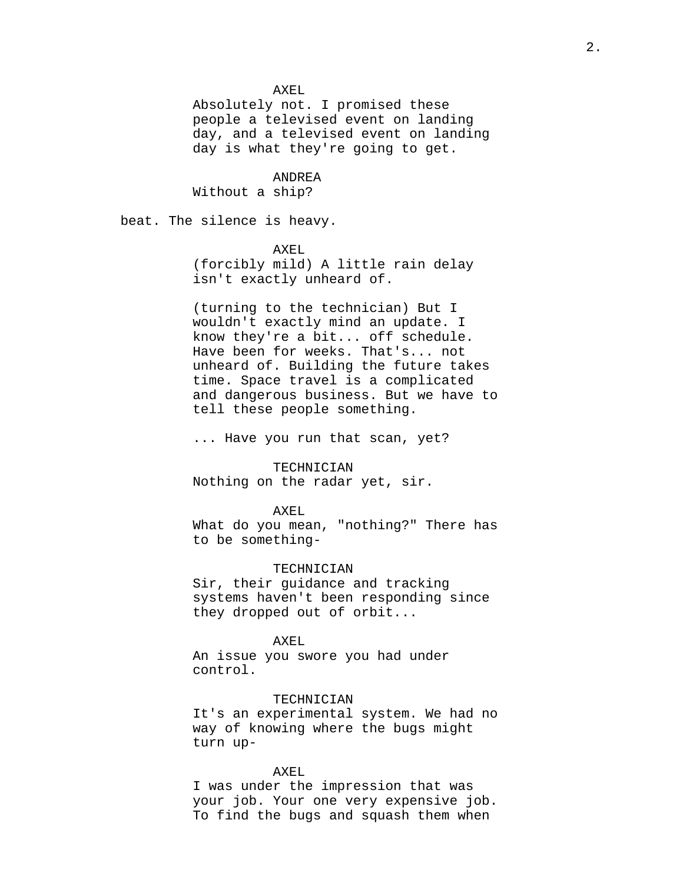AXEL
Absolutely not. I promised these people a televised event on landing day, and a televised event on landing day is what they're going to get.

ANDREA
Without a ship?

beat. The silence is heavy.

AXEL
(forcibly mild) A little rain delay isn't exactly unheard of.

(turning to the technician) But I wouldn't exactly mind an update. I know they're a bit... off schedule. Have been for weeks. That's... not unheard of. Building the future takes time. Space travel is a complicated and dangerous business. But we have to tell these people something.

... Have you run that scan, yet?

TECHNICIAN
Nothing on the radar yet, sir.

AXEL
What do you mean, "nothing?" There has to be something-

TECHNICIAN
Sir, their guidance and tracking systems haven't been responding since they dropped out of orbit...

AXEL
An issue you swore you had under control.

TECHNICIAN
It's an experimental system. We had no way of knowing where the bugs might turn up-

AXEL
I was under the impression that was your job. Your one very expensive job. To find the bugs and squash them when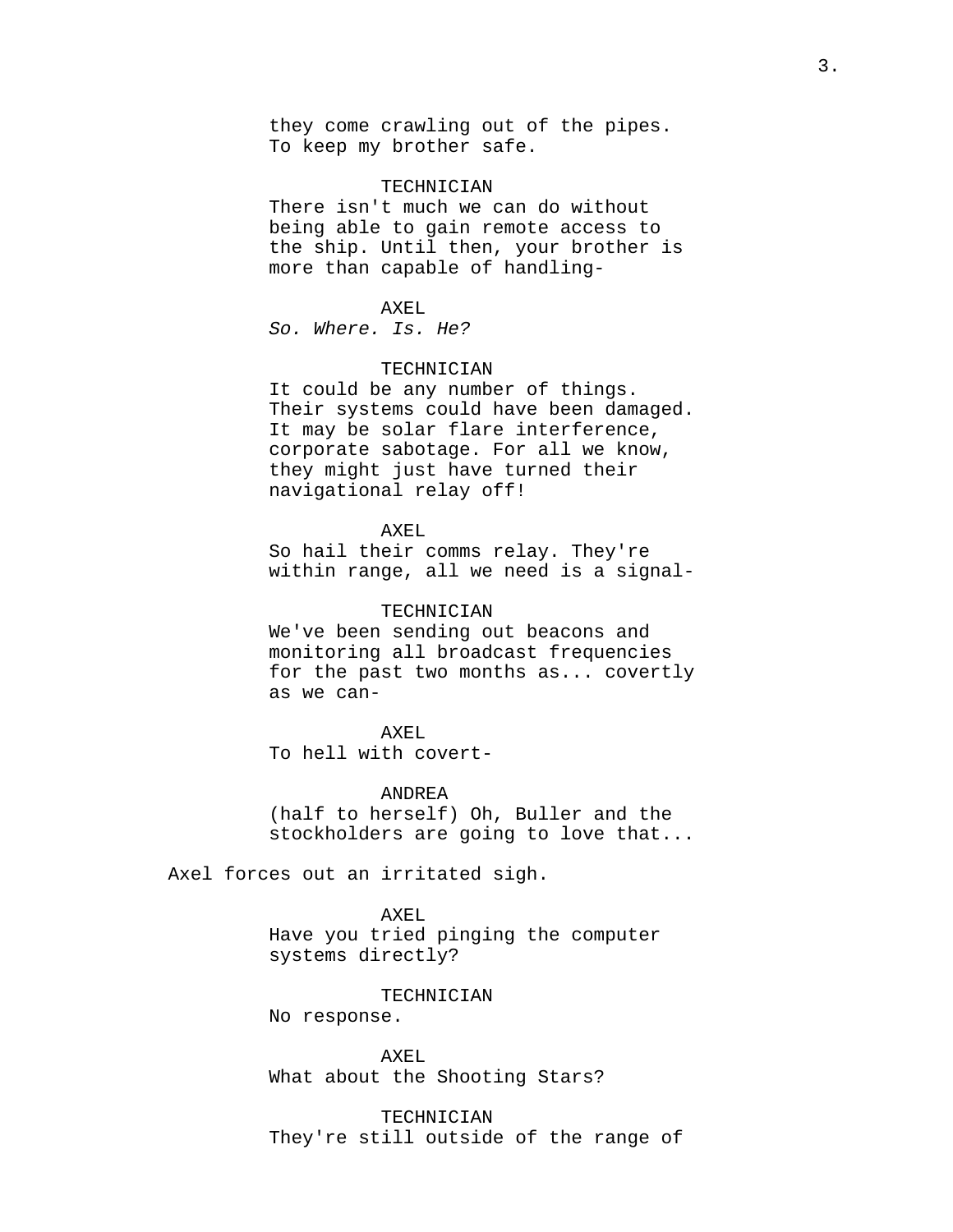they come crawling out of the pipes. To keep my brother safe.

TECHNICIAN

There isn't much we can do without being able to gain remote access to the ship. Until then, your brother is more than capable of handling-

AXEL

*So. Where. Is. He?*

TECHNICIAN

It could be any number of things. Their systems could have been damaged. It may be solar flare interference, corporate sabotage. For all we know, they might just have turned their navigational relay off!

AXEL

So hail their comms relay. They're within range, all we need is a signal-

TECHNICIAN

We've been sending out beacons and monitoring all broadcast frequencies for the past two months as... covertly as we can-

AXEL

To hell with covert-

ANDREA

(half to herself) Oh, Buller and the stockholders are going to love that...

Axel forces out an irritated sigh.

AXEL

Have you tried pinging the computer systems directly?

TECHNICIAN

No response.

AXEL

What about the Shooting Stars?

TECHNICIAN

They're still outside of the range of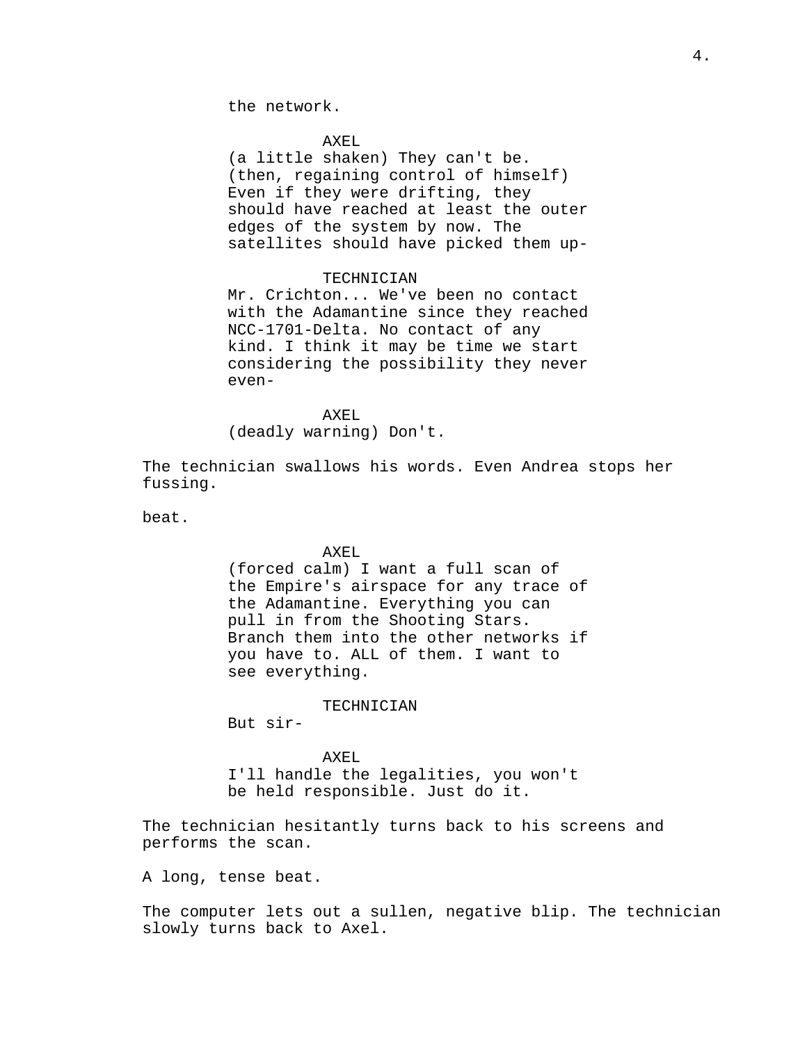the network.

AXEL

(a little shaken) They can't be. (then, regaining control of himself) Even if they were drifting, they should have reached at least the outer edges of the system by now. The satellites should have picked them up-

TECHNICIAN

Mr. Crichton... We've been no contact with the Adamantine since they reached NCC-1701-Delta. No contact of any kind. I think it may be time we start considering the possibility they never even-

AXEL

(deadly warning) Don't.

The technician swallows his words. Even Andrea stops her fussing.

beat.

AXEL

(forced calm) I want a full scan of the Empire's airspace for any trace of the Adamantine. Everything you can pull in from the Shooting Stars. Branch them into the other networks if you have to. ALL of them. I want to see everything.

TECHNICIAN

But sir-

AXEL

I'll handle the legalities, you won't be held responsible. Just do it.

The technician hesitantly turns back to his screens and performs the scan.

A long, tense beat.

The computer lets out a sullen, negative blip. The technician slowly turns back to Axel.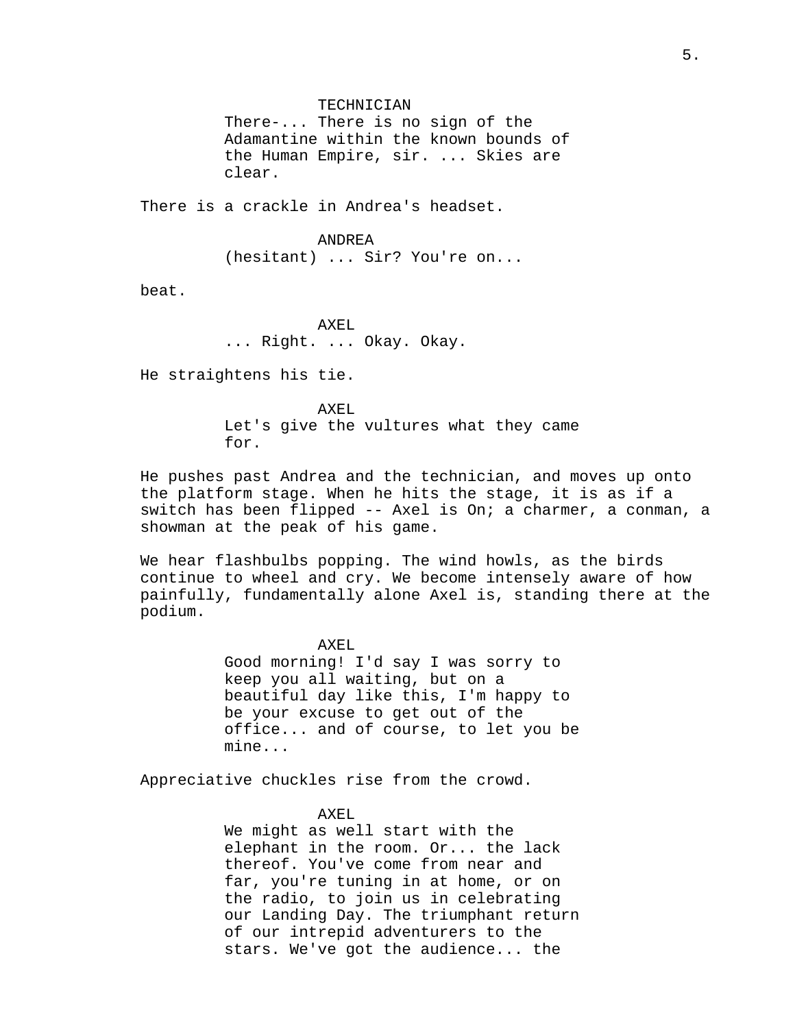TECHNICIAN
There-... There is no sign of the Adamantine within the known bounds of the Human Empire, sir. ... Skies are clear.

There is a crackle in Andrea's headset.

ANDREA
(hesitant) ... Sir? You're on...

beat.

AXEL
... Right. ... Okay. Okay.

He straightens his tie.

AXEL
Let's give the vultures what they came for.

He pushes past Andrea and the technician, and moves up onto the platform stage. When he hits the stage, it is as if a switch has been flipped -- Axel is On; a charmer, a conman, a showman at the peak of his game.

We hear flashbulbs popping. The wind howls, as the birds continue to wheel and cry. We become intensely aware of how painfully, fundamentally alone Axel is, standing there at the podium.

AXEL
Good morning! I'd say I was sorry to keep you all waiting, but on a beautiful day like this, I'm happy to be your excuse to get out of the office... and of course, to let you be mine...

Appreciative chuckles rise from the crowd.

AXEL
We might as well start with the elephant in the room. Or... the lack thereof. You've come from near and far, you're tuning in at home, or on the radio, to join us in celebrating our Landing Day. The triumphant return of our intrepid adventurers to the stars. We've got the audience... the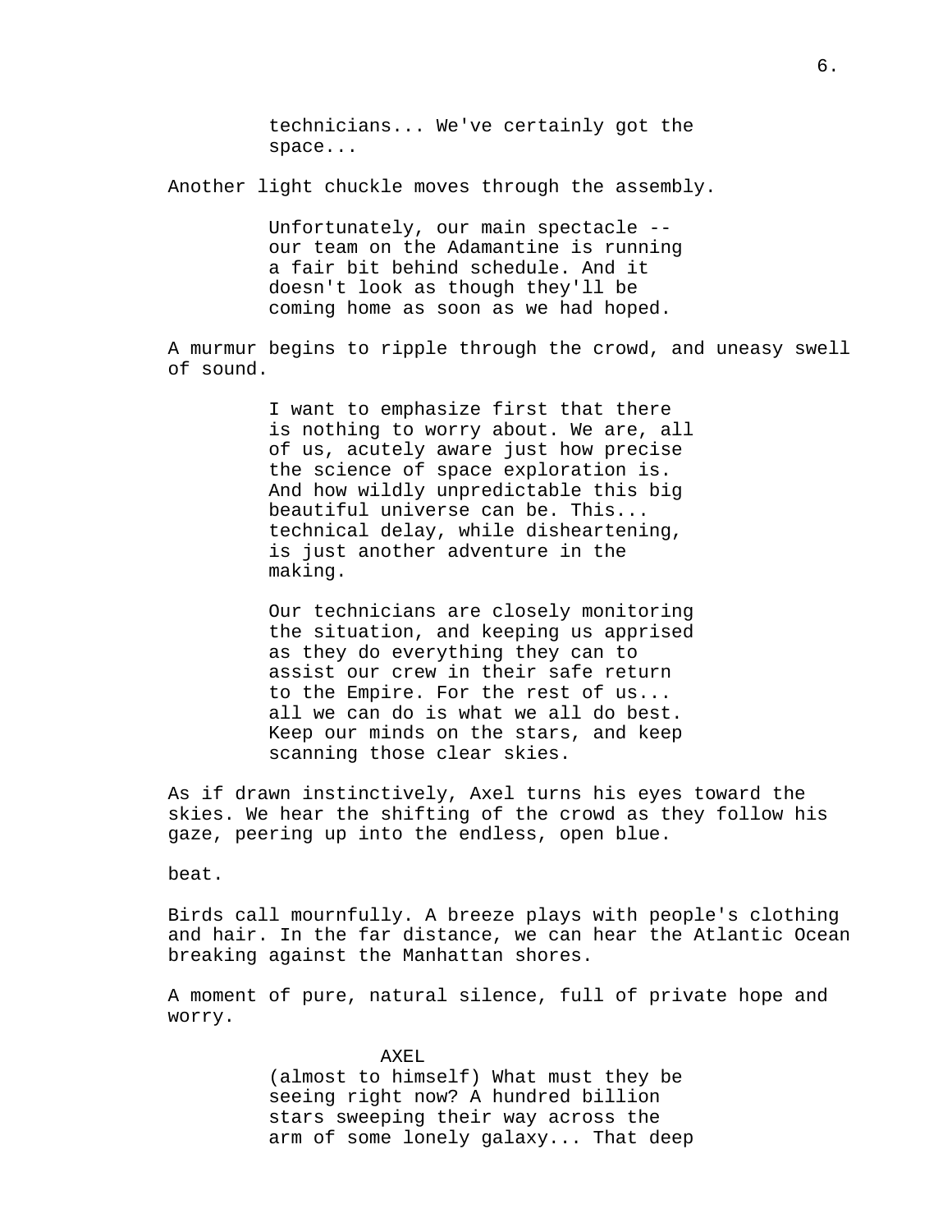technicians... We've certainly got the space...

Another light chuckle moves through the assembly.

Unfortunately, our main spectacle -- our team on the Adamantine is running a fair bit behind schedule. And it doesn't look as though they'll be coming home as soon as we had hoped.

A murmur begins to ripple through the crowd, and uneasy swell of sound.

I want to emphasize first that there is nothing to worry about. We are, all of us, acutely aware just how precise the science of space exploration is. And how wildly unpredictable this big beautiful universe can be. This... technical delay, while disheartening, is just another adventure in the making.

Our technicians are closely monitoring the situation, and keeping us apprised as they do everything they can to assist our crew in their safe return to the Empire. For the rest of us... all we can do is what we all do best. Keep our minds on the stars, and keep scanning those clear skies.

As if drawn instinctively, Axel turns his eyes toward the skies. We hear the shifting of the crowd as they follow his gaze, peering up into the endless, open blue.

beat.

Birds call mournfully. A breeze plays with people's clothing and hair. In the far distance, we can hear the Atlantic Ocean breaking against the Manhattan shores.

A moment of pure, natural silence, full of private hope and worry.

AXEL

(almost to himself) What must they be seeing right now? A hundred billion stars sweeping their way across the arm of some lonely galaxy... That deep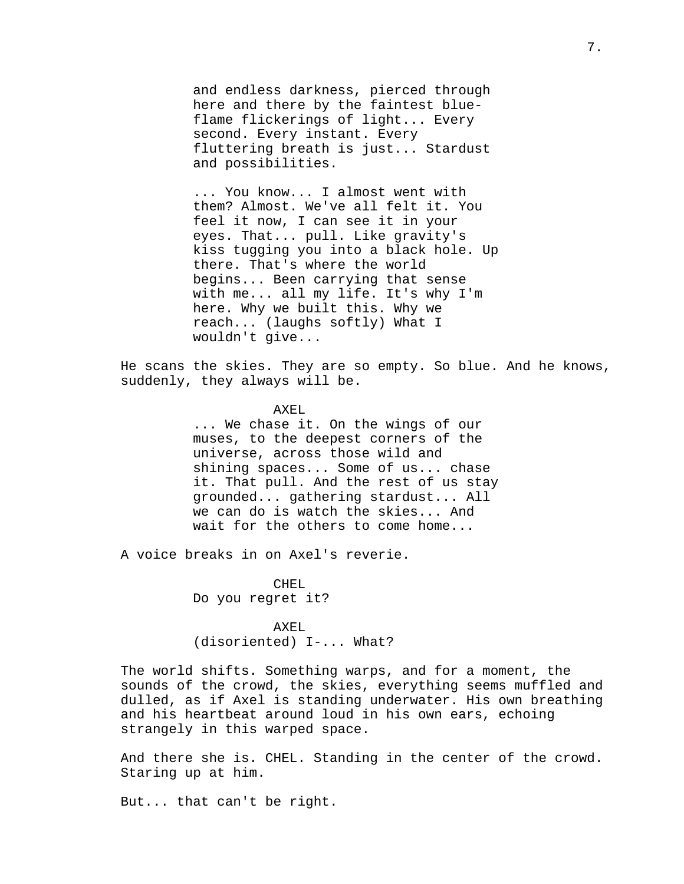and endless darkness, pierced through here and there by the faintest blue-flame flickerings of light... Every second. Every instant. Every fluttering breath is just... Stardust and possibilities.

... You know... I almost went with them? Almost. We've all felt it. You feel it now, I can see it in your eyes. That... pull. Like gravity's kiss tugging you into a black hole. Up there. That's where the world begins... Been carrying that sense with me... all my life. It's why I'm here. Why we built this. Why we reach... (laughs softly) What I wouldn't give...

He scans the skies. They are so empty. So blue. And he knows, suddenly, they always will be.

AXEL

... We chase it. On the wings of our muses, to the deepest corners of the universe, across those wild and shining spaces... Some of us... chase it. That pull. And the rest of us stay grounded... gathering stardust... All we can do is watch the skies... And wait for the others to come home...

A voice breaks in on Axel's reverie.

CHEL

Do you regret it?

AXEL

(disoriented) I-... What?

The world shifts. Something warps, and for a moment, the sounds of the crowd, the skies, everything seems muffled and dulled, as if Axel is standing underwater. His own breathing and his heartbeat around loud in his own ears, echoing strangely in this warped space.

And there she is. CHEL. Standing in the center of the crowd. Staring up at him.

But... that can't be right.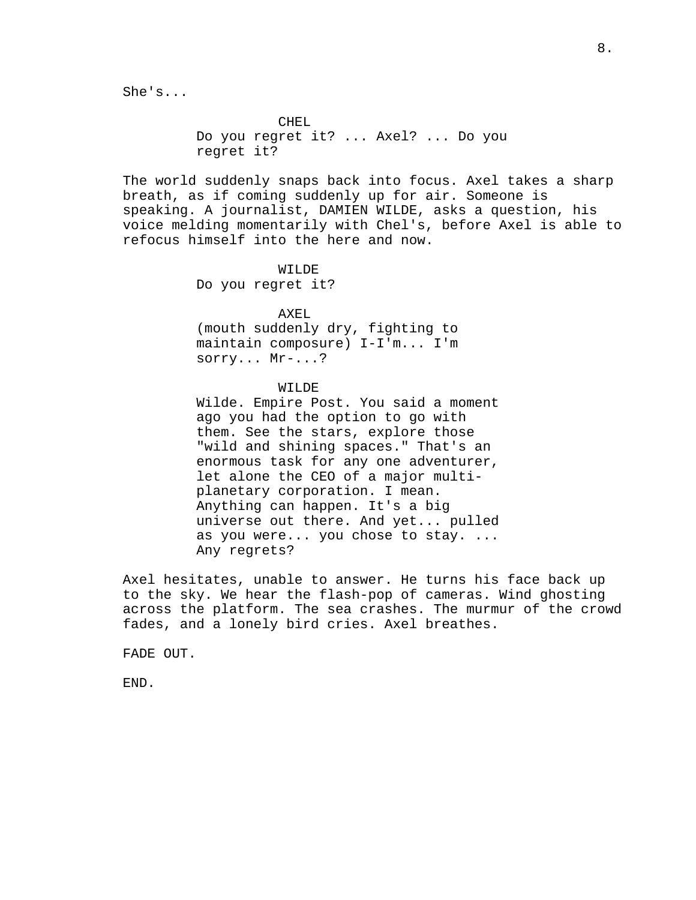She's...

CHEL
Do you regret it? ... Axel? ... Do you regret it?

The world suddenly snaps back into focus. Axel takes a sharp breath, as if coming suddenly up for air. Someone is speaking. A journalist, DAMIEN WILDE, asks a question, his voice melding momentarily with Chel's, before Axel is able to refocus himself into the here and now.

WILDE
Do you regret it?

AXEL
(mouth suddenly dry, fighting to maintain composure) I-I'm... I'm sorry... Mr-...?

WILDE
Wilde. Empire Post. You said a moment ago you had the option to go with them. See the stars, explore those "wild and shining spaces." That's an enormous task for any one adventurer, let alone the CEO of a major multi-planetary corporation. I mean. Anything can happen. It's a big universe out there. And yet... pulled as you were... you chose to stay. ... Any regrets?

Axel hesitates, unable to answer. He turns his face back up to the sky. We hear the flash-pop of cameras. Wind ghosting across the platform. The sea crashes. The murmur of the crowd fades, and a lonely bird cries. Axel breathes.

FADE OUT.

END.